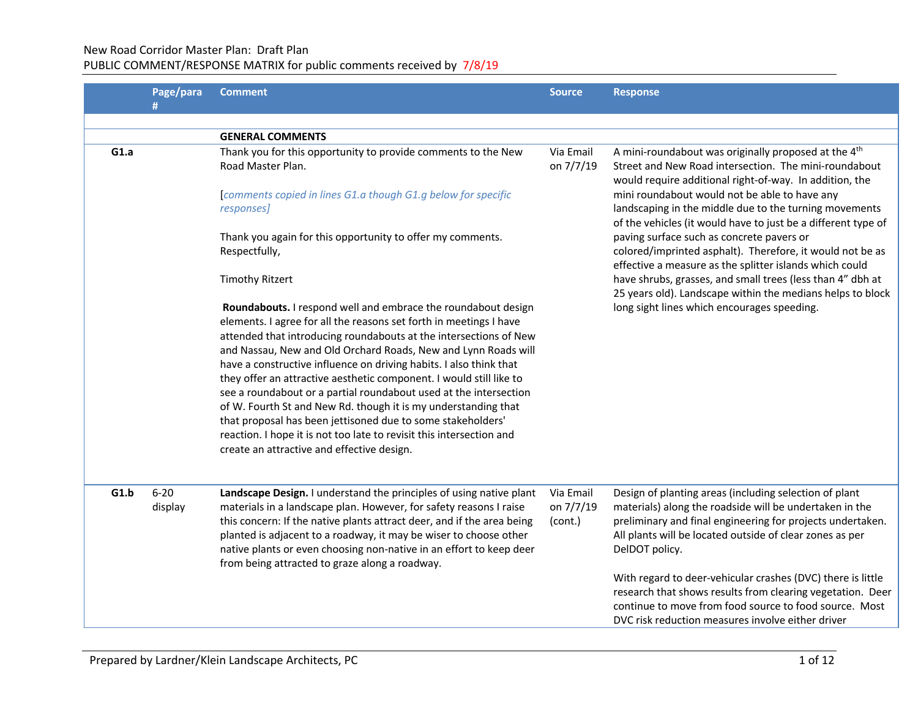New Road Corridor Master Plan: Draft Plan

PUBLIC COMMENT/RESPONSE MATRIX for public comments received by 7/8/19

| | Page/para # | Comment | Source | Response |
|---|---|---|---|---|
| | | **GENERAL COMMENTS** | | |
| **G1.a** | | Thank you for this opportunity to provide comments to the New Road Master Plan.<br><br>[*comments copied in lines G1.a though G1.g below for specific responses*]<br><br>Thank you again for this opportunity to offer my comments. Respectfully,<br><br>Timothy Ritzert<br><br>**Roundabouts.** I respond well and embrace the roundabout design elements. I agree for all the reasons set forth in meetings I have attended that introducing roundabouts at the intersections of New and Nassau, New and Old Orchard Roads, New and Lynn Roads will have a constructive influence on driving habits. I also think that they offer an attractive aesthetic component. I would still like to see a roundabout or a partial roundabout used at the intersection of W. Fourth St and New Rd. though it is my understanding that that proposal has been jettisoned due to some stakeholders' reaction. I hope it is not too late to revisit this intersection and create an attractive and effective design. | Via Email on 7/7/19 | A mini-roundabout was originally proposed at the 4th Street and New Road intersection. The mini-roundabout would require additional right-of-way. In addition, the mini roundabout would not be able to have any landscaping in the middle due to the turning movements of the vehicles (it would have to just be a different type of paving surface such as concrete pavers or colored/imprinted asphalt). Therefore, it would not be as effective a measure as the splitter islands which could have shrubs, grasses, and small trees (less than 4" dbh at 25 years old). Landscape within the medians helps to block long sight lines which encourages speeding. |
| **G1.b** | 6-20 display | **Landscape Design.** I understand the principles of using native plant materials in a landscape plan. However, for safety reasons I raise this concern: If the native plants attract deer, and if the area being planted is adjacent to a roadway, it may be wiser to choose other native plants or even choosing non-native in an effort to keep deer from being attracted to graze along a roadway. | Via Email on 7/7/19 (cont.) | Design of planting areas (including selection of plant materials) along the roadside will be undertaken in the preliminary and final engineering for projects undertaken. All plants will be located outside of clear zones as per DelDOT policy.<br><br>With regard to deer-vehicular crashes (DVC) there is little research that shows results from clearing vegetation. Deer continue to move from food source to food source. Most DVC risk reduction measures involve either driver |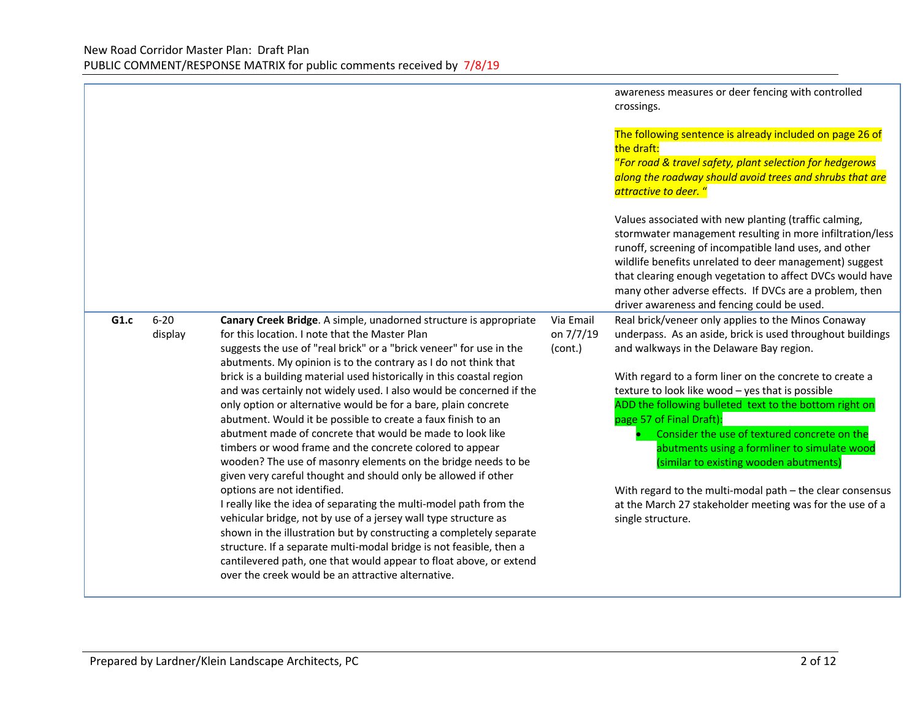New Road Corridor Master Plan: Draft Plan
PUBLIC COMMENT/RESPONSE MATRIX for public comments received by 7/8/19

| | | | | |
|---|---|---|---|---|
| | | | | awareness measures or deer fencing with controlled crossings.<br><br>The following sentence is already included on page 26 of the draft:<br>*"For road & travel safety, plant selection for hedgerows along the roadway should avoid trees and shrubs that are attractive to deer. "*<br><br>Values associated with new planting (traffic calming, stormwater management resulting in more infiltration/less runoff, screening of incompatible land uses, and other wildlife benefits unrelated to deer management) suggest that clearing enough vegetation to affect DVCs would have many other adverse effects. If DVCs are a problem, then driver awareness and fencing could be used. |
| **G1.c** | 6-20 display | **Canary Creek Bridge**. A simple, unadorned structure is appropriate for this location. I note that the Master Plan suggests the use of "real brick" or a "brick veneer" for use in the abutments. My opinion is to the contrary as I do not think that brick is a building material used historically in this coastal region and was certainly not widely used. I also would be concerned if the only option or alternative would be for a bare, plain concrete abutment. Would it be possible to create a faux finish to an abutment made of concrete that would be made to look like timbers or wood frame and the concrete colored to appear wooden? The use of masonry elements on the bridge needs to be given very careful thought and should only be allowed if other options are not identified.<br>I really like the idea of separating the multi-model path from the vehicular bridge, not by use of a jersey wall type structure as shown in the illustration but by constructing a completely separate structure. If a separate multi-modal bridge is not feasible, then a cantilevered path, one that would appear to float above, or extend over the creek would be an attractive alternative. | Via Email on 7/7/19 (cont.) | Real brick/veneer only applies to the Minos Conaway underpass. As an aside, brick is used throughout buildings and walkways in the Delaware Bay region.<br><br>With regard to a form liner on the concrete to create a texture to look like wood – yes that is possible<br>ADD the following bulleted text to the bottom right on page 57 of Final Draft):<br>• Consider the use of textured concrete on the abutments using a formliner to simulate wood (similar to existing wooden abutments)<br><br>With regard to the multi-modal path – the clear consensus at the March 27 stakeholder meeting was for the use of a single structure. |

Prepared by Lardner/Klein Landscape Architects, PC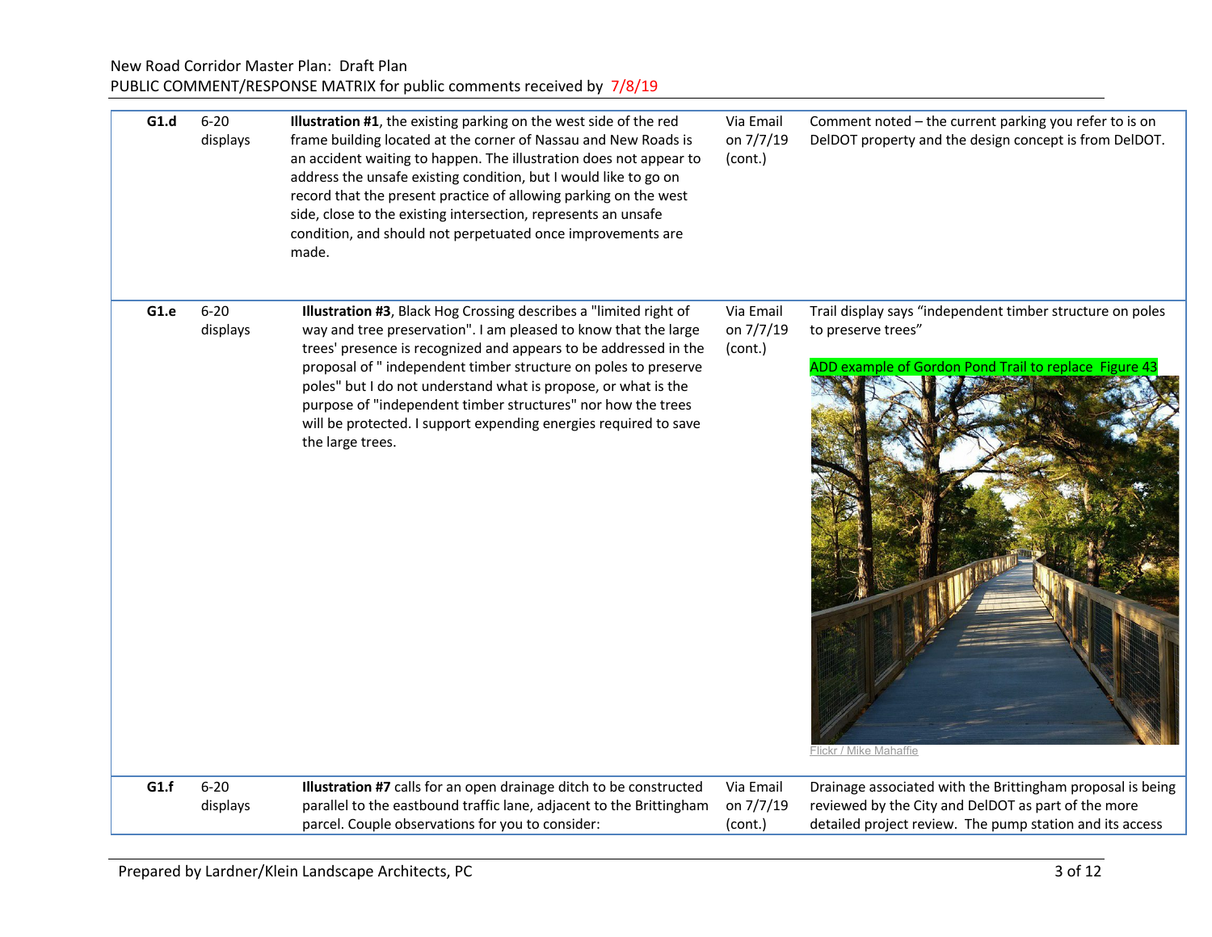New Road Corridor Master Plan: Draft Plan
PUBLIC COMMENT/RESPONSE MATRIX for public comments received by 7/8/19

| | | | | |
|---|---|---|---|---|
| **G1.d** | 6-20 displays | **Illustration #1**, the existing parking on the west side of the red frame building located at the corner of Nassau and New Roads is an accident waiting to happen. The illustration does not appear to address the unsafe existing condition, but I would like to go on record that the present practice of allowing parking on the west side, close to the existing intersection, represents an unsafe condition, and should not perpetuated once improvements are made. | Via Email on 7/7/19 (cont.) | Comment noted – the current parking you refer to is on DelDOT property and the design concept is from DelDOT. |
| **G1.e** | 6-20 displays | **Illustration #3**, Black Hog Crossing describes a "limited right of way and tree preservation". I am pleased to know that the large trees' presence is recognized and appears to be addressed in the proposal of " independent timber structure on poles to preserve poles" but I do not understand what is propose, or what is the purpose of "independent timber structures" nor how the trees will be protected. I support expending energies required to save the large trees. | Via Email on 7/7/19 (cont.) | Trail display says "independent timber structure on poles to preserve trees"<br><br>ADD example of Gordon Pond Trail to replace Figure 43<br><br>Flickr / Mike Mahaffie |
| **G1.f** | 6-20 displays | **Illustration #7** calls for an open drainage ditch to be constructed parallel to the eastbound traffic lane, adjacent to the Brittingham parcel. Couple observations for you to consider: | Via Email on 7/7/19 (cont.) | Drainage associated with the Brittingham proposal is being reviewed by the City and DelDOT as part of the more detailed project review. The pump station and its access |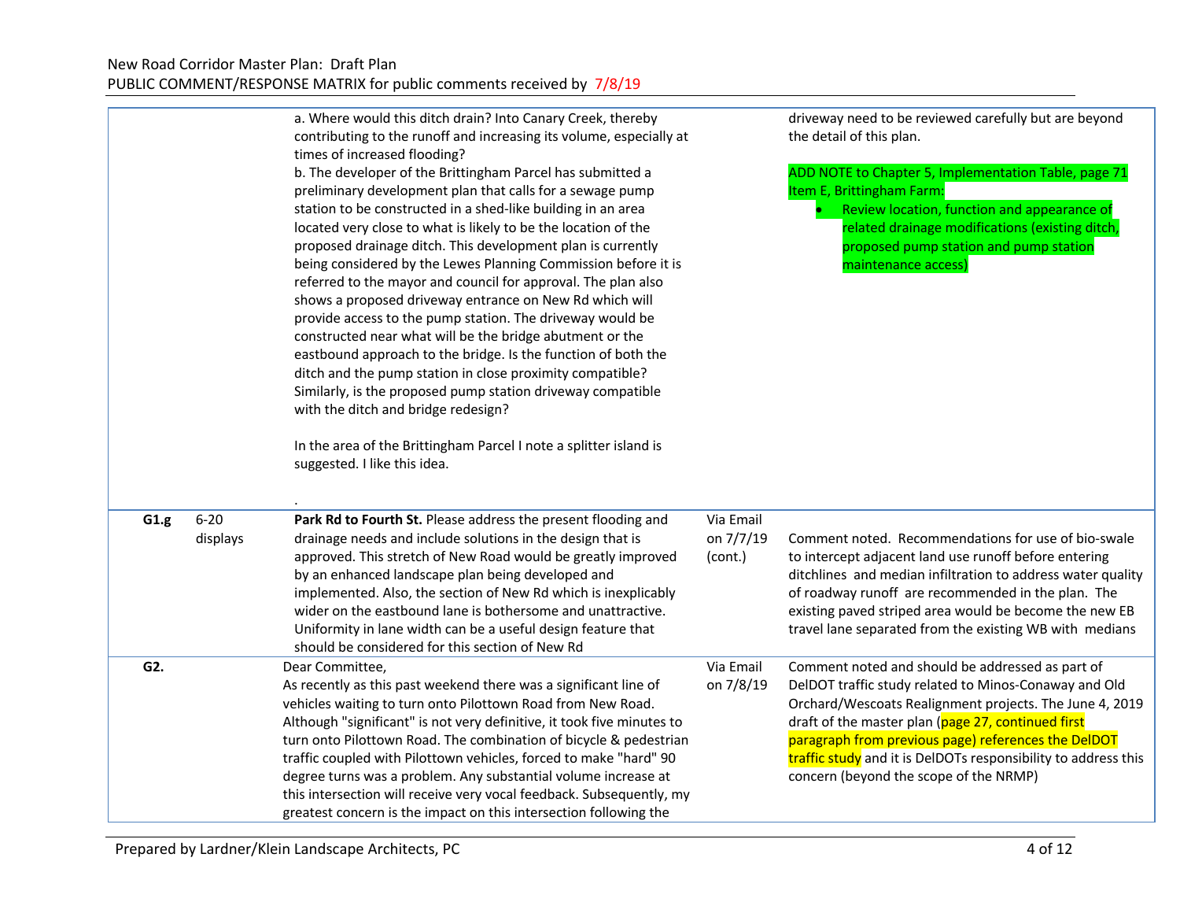| | | | | |
|---|---|---|---|---|
| | | a. Where would this ditch drain? Into Canary Creek, thereby contributing to the runoff and increasing its volume, especially at times of increased flooding?<br>b. The developer of the Brittingham Parcel has submitted a preliminary development plan that calls for a sewage pump station to be constructed in a shed-like building in an area located very close to what is likely to be the location of the proposed drainage ditch. This development plan is currently being considered by the Lewes Planning Commission before it is referred to the mayor and council for approval. The plan also shows a proposed driveway entrance on New Rd which will provide access to the pump station. The driveway would be constructed near what will be the bridge abutment or the eastbound approach to the bridge. Is the function of both the ditch and the pump station in close proximity compatible? Similarly, is the proposed pump station driveway compatible with the ditch and bridge redesign?<br><br>In the area of the Brittingham Parcel I note a splitter island is suggested. I like this idea.<br><br>. | | driveway need to be reviewed carefully but are beyond the detail of this plan.<br><br>ADD NOTE to Chapter 5, Implementation Table, page 71 Item E, Brittingham Farm:<br>• Review location, function and appearance of related drainage modifications (existing ditch, proposed pump station and pump station maintenance access) |
| **G1.g** | 6-20 displays | **Park Rd to Fourth St.** Please address the present flooding and drainage needs and include solutions in the design that is approved. This stretch of New Road would be greatly improved by an enhanced landscape plan being developed and implemented. Also, the section of New Rd which is inexplicably wider on the eastbound lane is bothersome and unattractive. Uniformity in lane width can be a useful design feature that should be considered for this section of New Rd | Via Email on 7/7/19 (cont.) | Comment noted. Recommendations for use of bio-swale to intercept adjacent land use runoff before entering ditchlines and median infiltration to address water quality of roadway runoff are recommended in the plan. The existing paved striped area would be become the new EB travel lane separated from the existing WB with medians |
| **G2.** | | Dear Committee,<br>As recently as this past weekend there was a significant line of vehicles waiting to turn onto Pilottown Road from New Road. Although "significant" is not very definitive, it took five minutes to turn onto Pilottown Road. The combination of bicycle & pedestrian traffic coupled with Pilottown vehicles, forced to make "hard" 90 degree turns was a problem. Any substantial volume increase at this intersection will receive very vocal feedback. Subsequently, my greatest concern is the impact on this intersection following the | Via Email on 7/8/19 | Comment noted and should be addressed as part of DelDOT traffic study related to Minos-Conaway and Old Orchard/Wescoats Realignment projects. The June 4, 2019 draft of the master plan (page 27, continued first paragraph from previous page) references the DelDOT traffic study and it is DelDOTs responsibility to address this concern (beyond the scope of the NRMP) |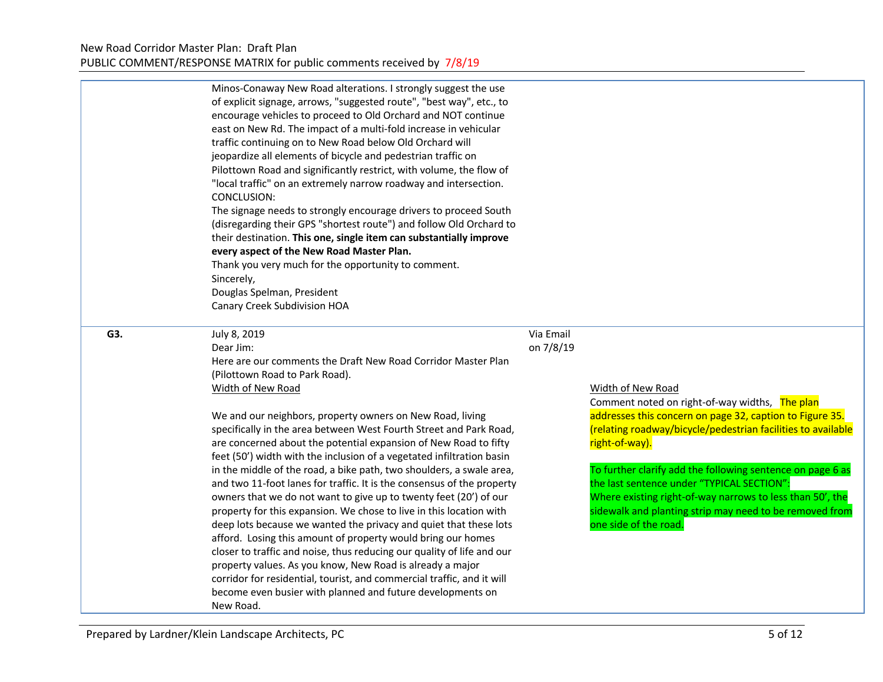New Road Corridor Master Plan: Draft Plan
PUBLIC COMMENT/RESPONSE MATRIX for public comments received by 7/8/19

| | | | |
|---|---|---|---|
| | Minos-Conaway New Road alterations. I strongly suggest the use of explicit signage, arrows, "suggested route", "best way", etc., to encourage vehicles to proceed to Old Orchard and NOT continue east on New Rd. The impact of a multi-fold increase in vehicular traffic continuing on to New Road below Old Orchard will jeopardize all elements of bicycle and pedestrian traffic on Pilottown Road and significantly restrict, with volume, the flow of "local traffic" on an extremely narrow roadway and intersection.<br>CONCLUSION:<br>The signage needs to strongly encourage drivers to proceed South (disregarding their GPS "shortest route") and follow Old Orchard to their destination. **This one, single item can substantially improve every aspect of the New Road Master Plan.**<br>Thank you very much for the opportunity to comment.<br>Sincerely,<br>Douglas Spelman, President<br>Canary Creek Subdivision HOA | | |
| **G3.** | July 8, 2019<br>Dear Jim:<br>Here are our comments the Draft New Road Corridor Master Plan (Pilottown Road to Park Road).<br>Width of New Road<br><br>We and our neighbors, property owners on New Road, living specifically in the area between West Fourth Street and Park Road, are concerned about the potential expansion of New Road to fifty feet (50') width with the inclusion of a vegetated infiltration basin in the middle of the road, a bike path, two shoulders, a swale area, and two 11-foot lanes for traffic. It is the consensus of the property owners that we do not want to give up to twenty feet (20') of our property for this expansion. We chose to live in this location with deep lots because we wanted the privacy and quiet that these lots afford. Losing this amount of property would bring our homes closer to traffic and noise, thus reducing our quality of life and our property values. As you know, New Road is already a major corridor for residential, tourist, and commercial traffic, and it will become even busier with planned and future developments on New Road. | Via Email on 7/8/19 | Width of New Road<br>Comment noted on right-of-way widths, The plan addresses this concern on page 32, caption to Figure 35. (relating roadway/bicycle/pedestrian facilities to available right-of-way).<br><br>To further clarify add the following sentence on page 6 as the last sentence under "TYPICAL SECTION":<br>Where existing right-of-way narrows to less than 50', the sidewalk and planting strip may need to be removed from one side of the road. |

Prepared by Lardner/Klein Landscape Architects, PC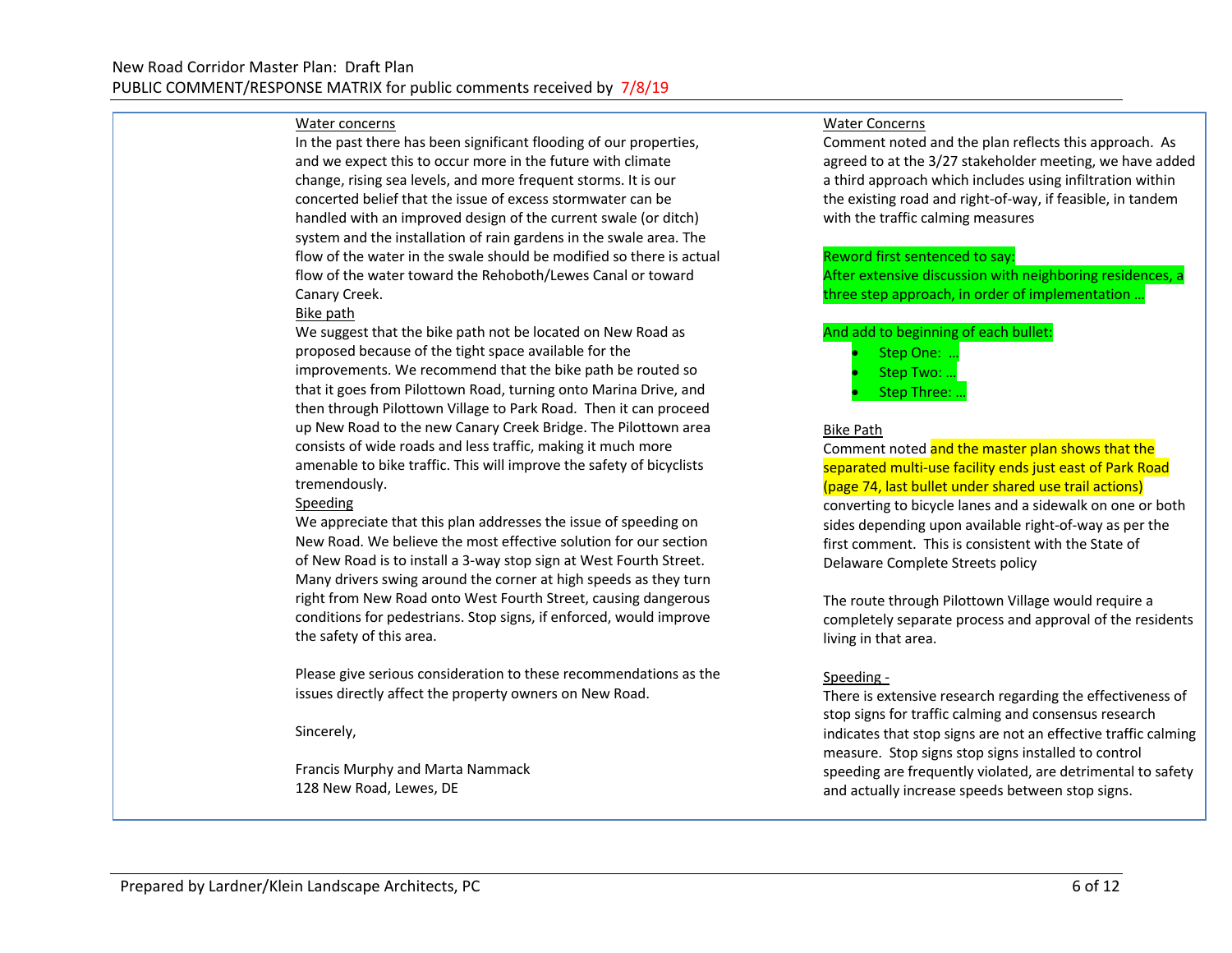| | Comment | Response |
|---|---|---|
| | <u>Water concerns</u><br>In the past there has been significant flooding of our properties, and we expect this to occur more in the future with climate change, rising sea levels, and more frequent storms. It is our concerted belief that the issue of excess stormwater can be handled with an improved design of the current swale (or ditch) system and the installation of rain gardens in the swale area. The flow of the water in the swale should be modified so there is actual flow of the water toward the Rehoboth/Lewes Canal or toward Canary Creek.<br><u>Bike path</u><br>We suggest that the bike path not be located on New Road as proposed because of the tight space available for the improvements. We recommend that the bike path be routed so that it goes from Pilottown Road, turning onto Marina Drive, and then through Pilottown Village to Park Road. Then it can proceed up New Road to the new Canary Creek Bridge. The Pilottown area consists of wide roads and less traffic, making it much more amenable to bike traffic. This will improve the safety of bicyclists tremendously.<br><u>Speeding</u><br>We appreciate that this plan addresses the issue of speeding on New Road. We believe the most effective solution for our section of New Road is to install a 3-way stop sign at West Fourth Street. Many drivers swing around the corner at high speeds as they turn right from New Road onto West Fourth Street, causing dangerous conditions for pedestrians. Stop signs, if enforced, would improve the safety of this area.<br><br>Please give serious consideration to these recommendations as the issues directly affect the property owners on New Road.<br><br>Sincerely,<br><br>Francis Murphy and Marta Nammack<br>128 New Road, Lewes, DE | <u>Water Concerns</u><br>Comment noted and the plan reflects this approach. As agreed to at the 3/27 stakeholder meeting, we have added a third approach which includes using infiltration within the existing road and right-of-way, if feasible, in tandem with the traffic calming measures<br><br>Reword first sentenced to say:<br>After extensive discussion with neighboring residences, a three step approach, in order of implementation …<br><br>And add to beginning of each bullet:<br>• Step One: …<br>• Step Two: …<br>• Step Three: …<br><br><u>Bike Path</u><br>Comment noted and the master plan shows that the separated multi-use facility ends just east of Park Road (page 74, last bullet under shared use trail actions) converting to bicycle lanes and a sidewalk on one or both sides depending upon available right-of-way as per the first comment. This is consistent with the State of Delaware Complete Streets policy<br><br>The route through Pilottown Village would require a completely separate process and approval of the residents living in that area.<br><br><u>Speeding -</u><br>There is extensive research regarding the effectiveness of stop signs for traffic calming and consensus research indicates that stop signs are not an effective traffic calming measure. Stop signs stop signs installed to control speeding are frequently violated, are detrimental to safety and actually increase speeds between stop signs. |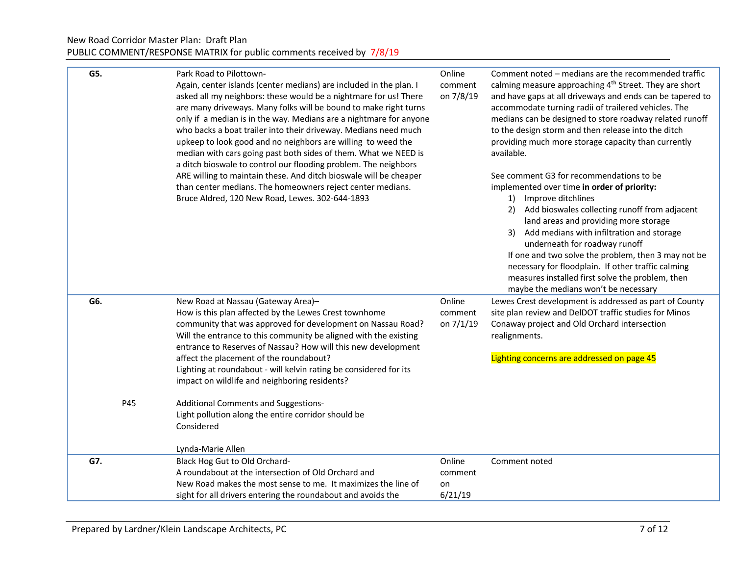New Road Corridor Master Plan: Draft Plan
PUBLIC COMMENT/RESPONSE MATRIX for public comments received by 7/8/19

| | | Comment | Source | Response |
|---|---|---|---|---|
| **G5.** | | Park Road to Pilottown-<br>Again, center islands (center medians) are included in the plan. I asked all my neighbors: these would be a nightmare for us! There are many driveways. Many folks will be bound to make right turns only if a median is in the way. Medians are a nightmare for anyone who backs a boat trailer into their driveway. Medians need much upkeep to look good and no neighbors are willing to weed the median with cars going past both sides of them. What we NEED is a ditch bioswale to control our flooding problem. The neighbors ARE willing to maintain these. And ditch bioswale will be cheaper than center medians. The homeowners reject center medians.<br>Bruce Aldred, 120 New Road, Lewes. 302-644-1893 | Online comment on 7/8/19 | Comment noted – medians are the recommended traffic calming measure approaching 4th Street. They are short and have gaps at all driveways and ends can be tapered to accommodate turning radii of trailered vehicles. The medians can be designed to store roadway related runoff to the design storm and then release into the ditch providing much more storage capacity than currently available.<br><br>See comment G3 for recommendations to be implemented over time **in order of priority:**<br>1) Improve ditchlines<br>2) Add bioswales collecting runoff from adjacent land areas and providing more storage<br>3) Add medians with infiltration and storage underneath for roadway runoff<br>If one and two solve the problem, then 3 may not be necessary for floodplain. If other traffic calming measures installed first solve the problem, then maybe the medians won't be necessary |
| **G6.** | P45 | New Road at Nassau (Gateway Area)–<br>How is this plan affected by the Lewes Crest townhome community that was approved for development on Nassau Road? Will the entrance to this community be aligned with the existing entrance to Reserves of Nassau? How will this new development affect the placement of the roundabout?<br>Lighting at roundabout - will kelvin rating be considered for its impact on wildlife and neighboring residents?<br><br>Additional Comments and Suggestions-<br>Light pollution along the entire corridor should be Considered<br><br>Lynda-Marie Allen | Online comment on 7/1/19 | Lewes Crest development is addressed as part of County site plan review and DelDOT traffic studies for Minos Conaway project and Old Orchard intersection realignments.<br><br>Lighting concerns are addressed on page 45 |
| **G7.** | | Black Hog Gut to Old Orchard-<br>A roundabout at the intersection of Old Orchard and New Road makes the most sense to me. It maximizes the line of sight for all drivers entering the roundabout and avoids the | Online comment on 6/21/19 | Comment noted |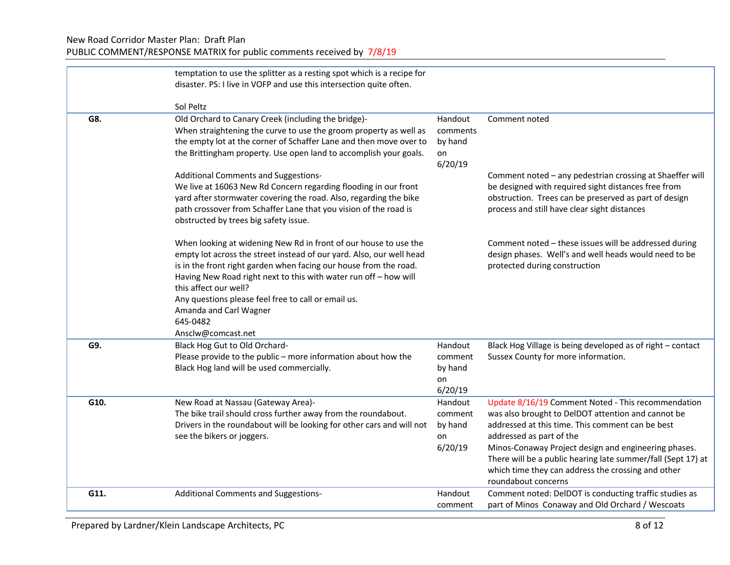| | | | |
|---|---|---|---|
| | temptation to use the splitter as a resting spot which is a recipe for disaster. PS: I live in VOFP and use this intersection quite often.<br><br>Sol Peltz | | |
| **G8.** | Old Orchard to Canary Creek (including the bridge)-<br>When straightening the curve to use the groom property as well as the empty lot at the corner of Schaffer Lane and then move over to the Brittingham property. Use open land to accomplish your goals. | Handout comments by hand on 6/20/19 | Comment noted |
| | Additional Comments and Suggestions-<br>We live at 16063 New Rd Concern regarding flooding in our front yard after stormwater covering the road. Also, regarding the bike path crossover from Schaffer Lane that you vision of the road is obstructed by trees big safety issue. | | Comment noted – any pedestrian crossing at Shaeffer will be designed with required sight distances free from obstruction. Trees can be preserved as part of design process and still have clear sight distances |
| | When looking at widening New Rd in front of our house to use the empty lot across the street instead of our yard. Also, our well head is in the front right garden when facing our house from the road. Having New Road right next to this with water run off – how will this affect our well?<br>Any questions please feel free to call or email us.<br>Amanda and Carl Wagner<br>645-0482<br>Ansclw@comcast.net | | Comment noted – these issues will be addressed during design phases. Well's and well heads would need to be protected during construction |
| **G9.** | Black Hog Gut to Old Orchard-<br>Please provide to the public – more information about how the Black Hog land will be used commercially. | Handout comment by hand on 6/20/19 | Black Hog Village is being developed as of right – contact Sussex County for more information. |
| **G10.** | New Road at Nassau (Gateway Area)-<br>The bike trail should cross further away from the roundabout. Drivers in the roundabout will be looking for other cars and will not see the bikers or joggers. | Handout comment by hand on 6/20/19 | Update 8/16/19 Comment Noted - This recommendation was also brought to DelDOT attention and cannot be addressed at this time. This comment can be best addressed as part of the<br>Minos-Conaway Project design and engineering phases. There will be a public hearing late summer/fall (Sept 17) at which time they can address the crossing and other roundabout concerns |
| **G11.** | Additional Comments and Suggestions- | Handout comment | Comment noted: DelDOT is conducting traffic studies as part of Minos Conaway and Old Orchard / Wescoats |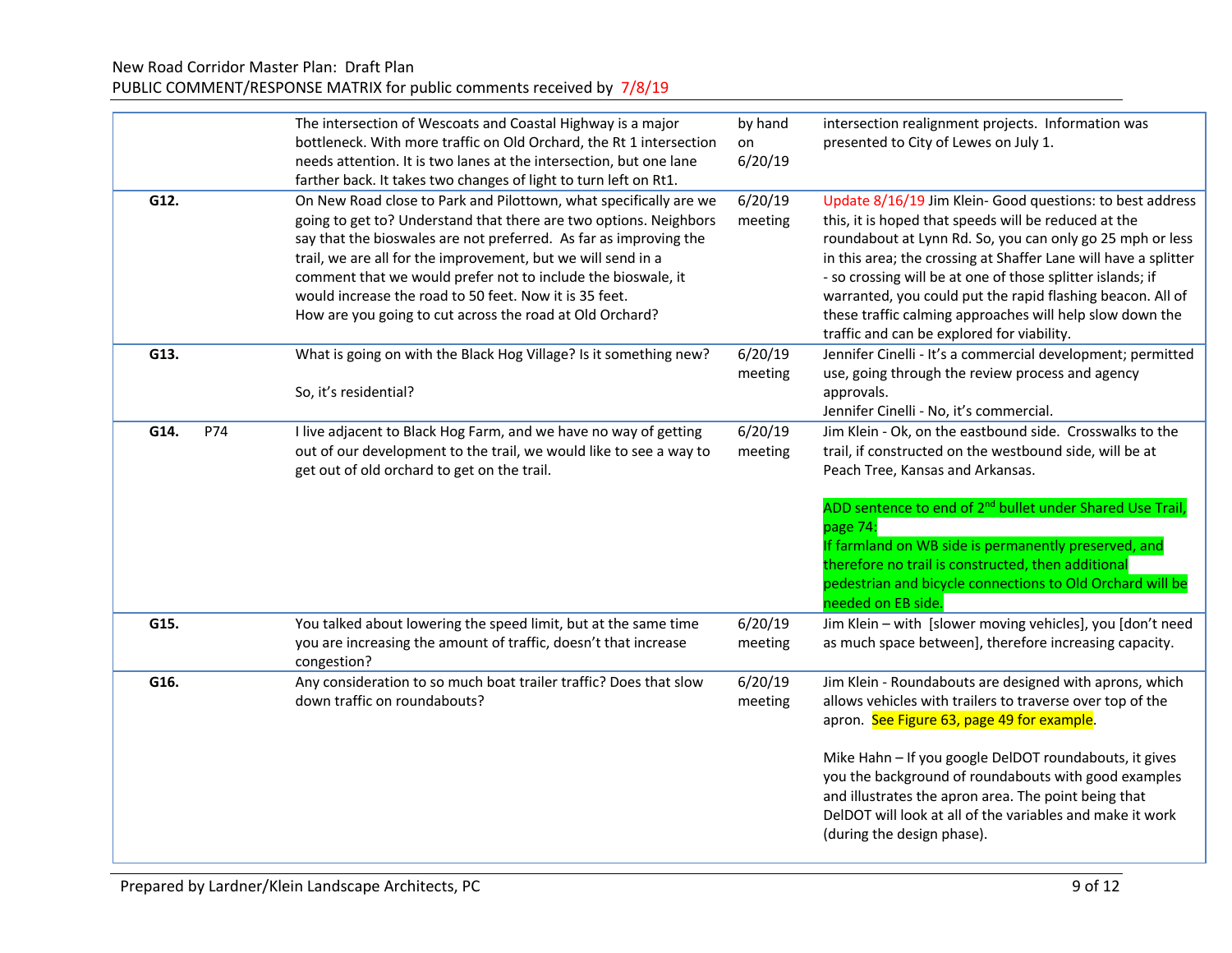New Road Corridor Master Plan: Draft Plan
PUBLIC COMMENT/RESPONSE MATRIX for public comments received by 7/8/19

| | | | | |
|---|---|---|---|---|
| | | The intersection of Wescoats and Coastal Highway is a major bottleneck. With more traffic on Old Orchard, the Rt 1 intersection needs attention. It is two lanes at the intersection, but one lane farther back. It takes two changes of light to turn left on Rt1. | by hand on 6/20/19 | intersection realignment projects. Information was presented to City of Lewes on July 1. |
| **G12.** | | On New Road close to Park and Pilottown, what specifically are we going to get to? Understand that there are two options. Neighbors say that the bioswales are not preferred. As far as improving the trail, we are all for the improvement, but we will send in a comment that we would prefer not to include the bioswale, it would increase the road to 50 feet. Now it is 35 feet.<br>How are you going to cut across the road at Old Orchard? | 6/20/19 meeting | Update 8/16/19 Jim Klein- Good questions: to best address this, it is hoped that speeds will be reduced at the roundabout at Lynn Rd. So, you can only go 25 mph or less in this area; the crossing at Shaffer Lane will have a splitter - so crossing will be at one of those splitter islands; if warranted, you could put the rapid flashing beacon. All of these traffic calming approaches will help slow down the traffic and can be explored for viability. |
| **G13.** | | What is going on with the Black Hog Village? Is it something new?<br><br>So, it's residential? | 6/20/19 meeting | Jennifer Cinelli - It's a commercial development; permitted use, going through the review process and agency approvals.<br>Jennifer Cinelli - No, it's commercial. |
| **G14.** | P74 | I live adjacent to Black Hog Farm, and we have no way of getting out of our development to the trail, we would like to see a way to get out of old orchard to get on the trail. | 6/20/19 meeting | Jim Klein - Ok, on the eastbound side. Crosswalks to the trail, if constructed on the westbound side, will be at Peach Tree, Kansas and Arkansas.<br><br>ADD sentence to end of 2nd bullet under Shared Use Trail, page 74:<br>If farmland on WB side is permanently preserved, and therefore no trail is constructed, then additional pedestrian and bicycle connections to Old Orchard will be needed on EB side. |
| **G15.** | | You talked about lowering the speed limit, but at the same time you are increasing the amount of traffic, doesn't that increase congestion? | 6/20/19 meeting | Jim Klein – with [slower moving vehicles], you [don't need as much space between], therefore increasing capacity. |
| **G16.** | | Any consideration to so much boat trailer traffic? Does that slow down traffic on roundabouts? | 6/20/19 meeting | Jim Klein - Roundabouts are designed with aprons, which allows vehicles with trailers to traverse over top of the apron. See Figure 63, page 49 for example.<br><br>Mike Hahn – If you google DelDOT roundabouts, it gives you the background of roundabouts with good examples and illustrates the apron area. The point being that DelDOT will look at all of the variables and make it work (during the design phase). |

Prepared by Lardner/Klein Landscape Architects, PC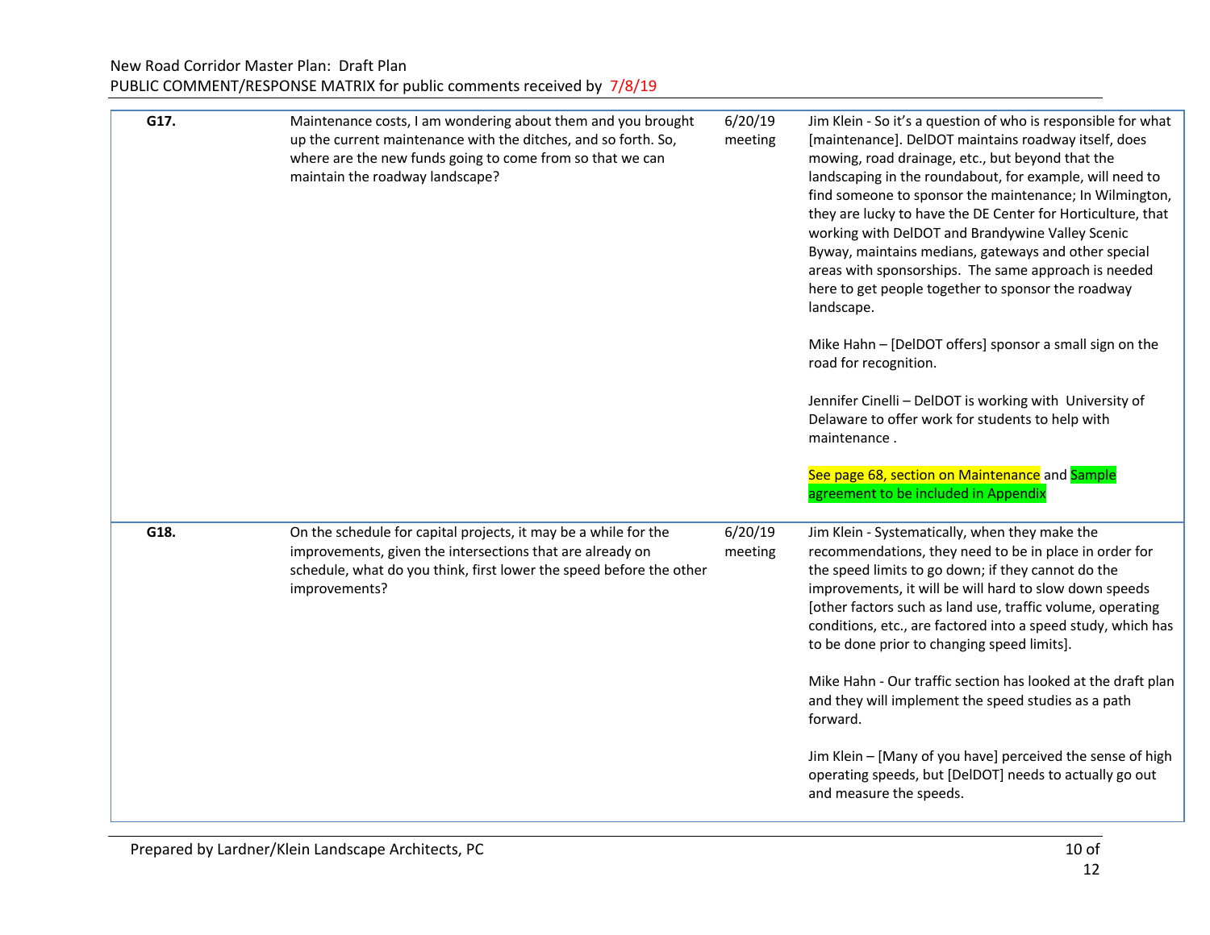| | | | |
|---|---|---|---|
| **G17.** | Maintenance costs, I am wondering about them and you brought up the current maintenance with the ditches, and so forth. So, where are the new funds going to come from so that we can maintain the roadway landscape? | 6/20/19 meeting | Jim Klein - So it's a question of who is responsible for what [maintenance]. DelDOT maintains roadway itself, does mowing, road drainage, etc., but beyond that the landscaping in the roundabout, for example, will need to find someone to sponsor the maintenance; In Wilmington, they are lucky to have the DE Center for Horticulture, that working with DelDOT and Brandywine Valley Scenic Byway, maintains medians, gateways and other special areas with sponsorships. The same approach is needed here to get people together to sponsor the roadway landscape.<br><br>Mike Hahn – [DelDOT offers] sponsor a small sign on the road for recognition.<br><br>Jennifer Cinelli – DelDOT is working with University of Delaware to offer work for students to help with maintenance .<br><br>See page 68, section on Maintenance and Sample agreement to be included in Appendix |
| **G18.** | On the schedule for capital projects, it may be a while for the improvements, given the intersections that are already on schedule, what do you think, first lower the speed before the other improvements? | 6/20/19 meeting | Jim Klein - Systematically, when they make the recommendations, they need to be in place in order for the speed limits to go down; if they cannot do the improvements, it will be will hard to slow down speeds [other factors such as land use, traffic volume, operating conditions, etc., are factored into a speed study, which has to be done prior to changing speed limits].<br><br>Mike Hahn - Our traffic section has looked at the draft plan and they will implement the speed studies as a path forward.<br><br>Jim Klein – [Many of you have] perceived the sense of high operating speeds, but [DelDOT] needs to actually go out and measure the speeds. |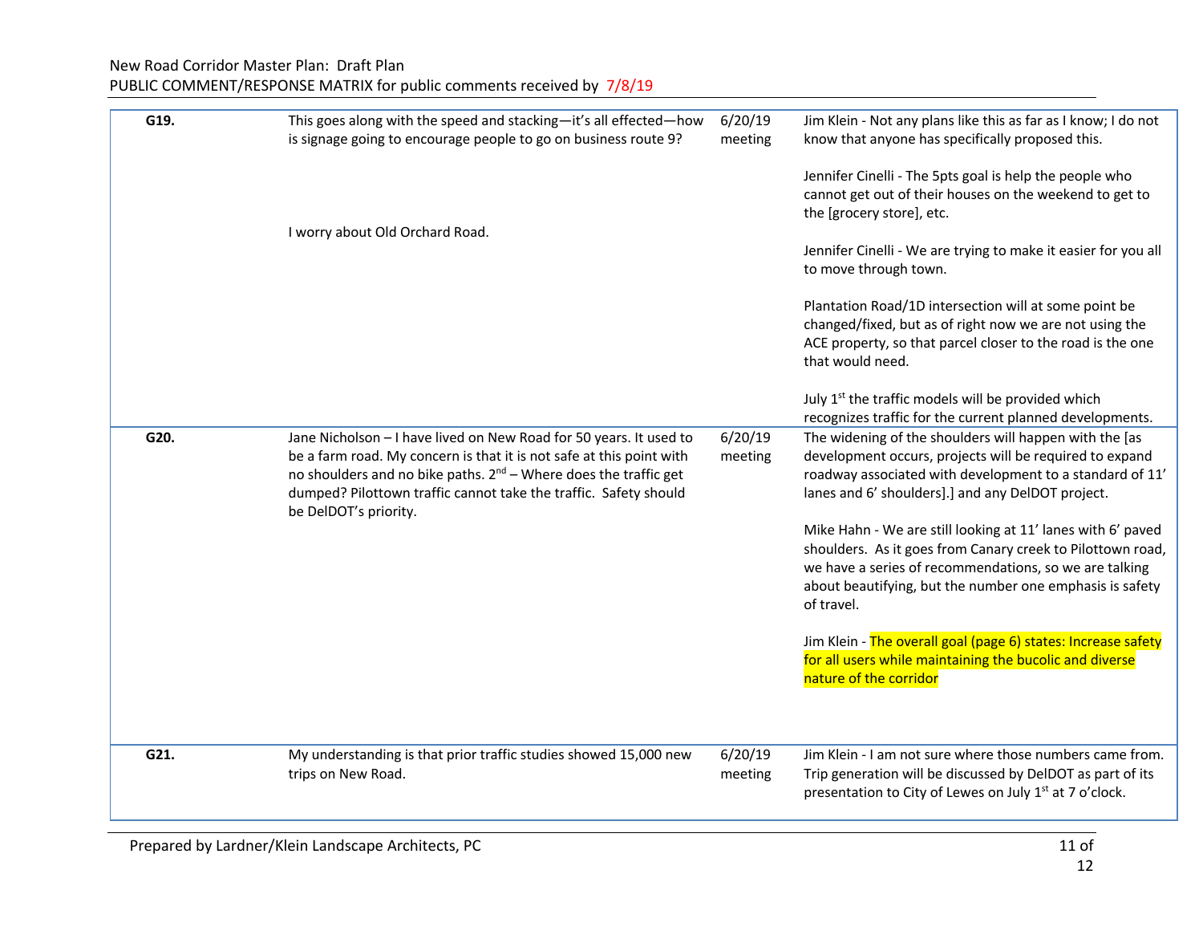New Road Corridor Master Plan: Draft Plan
PUBLIC COMMENT/RESPONSE MATRIX for public comments received by 7/8/19

| | | | |
|---|---|---|---|
| **G19.** | This goes along with the speed and stacking—it's all effected—how is signage going to encourage people to go on business route 9?<br><br>I worry about Old Orchard Road. | 6/20/19 meeting | Jim Klein - Not any plans like this as far as I know; I do not know that anyone has specifically proposed this.<br><br>Jennifer Cinelli - The 5pts goal is help the people who cannot get out of their houses on the weekend to get to the [grocery store], etc.<br><br>Jennifer Cinelli - We are trying to make it easier for you all to move through town.<br><br>Plantation Road/1D intersection will at some point be changed/fixed, but as of right now we are not using the ACE property, so that parcel closer to the road is the one that would need.<br><br>July 1st the traffic models will be provided which recognizes traffic for the current planned developments. |
| **G20.** | Jane Nicholson – I have lived on New Road for 50 years. It used to be a farm road. My concern is that it is not safe at this point with no shoulders and no bike paths. 2nd – Where does the traffic get dumped? Pilottown traffic cannot take the traffic. Safety should be DelDOT's priority. | 6/20/19 meeting | The widening of the shoulders will happen with the [as development occurs, projects will be required to expand roadway associated with development to a standard of 11' lanes and 6' shoulders].] and any DelDOT project.<br><br>Mike Hahn - We are still looking at 11' lanes with 6' paved shoulders. As it goes from Canary creek to Pilottown road, we have a series of recommendations, so we are talking about beautifying, but the number one emphasis is safety of travel.<br><br>Jim Klein - The overall goal (page 6) states: Increase safety for all users while maintaining the bucolic and diverse nature of the corridor |
| **G21.** | My understanding is that prior traffic studies showed 15,000 new trips on New Road. | 6/20/19 meeting | Jim Klein - I am not sure where those numbers came from. Trip generation will be discussed by DelDOT as part of its presentation to City of Lewes on July 1st at 7 o'clock. |

Prepared by Lardner/Klein Landscape Architects, PC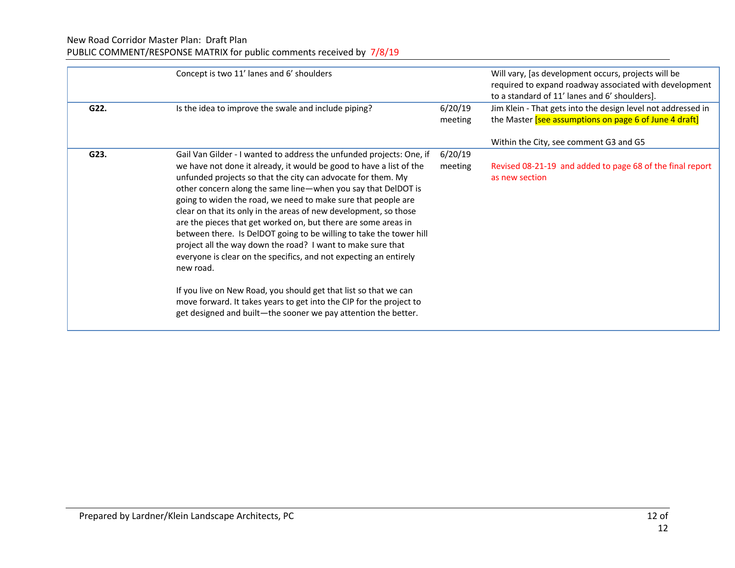| | | | |
|---|---|---|---|
| | Concept is two 11' lanes and 6' shoulders | | Will vary, [as development occurs, projects will be required to expand roadway associated with development to a standard of 11' lanes and 6' shoulders]. |
| **G22.** | Is the idea to improve the swale and include piping? | 6/20/19 meeting | Jim Klein - That gets into the design level not addressed in the Master [see assumptions on page 6 of June 4 draft]<br><br>Within the City, see comment G3 and G5 |
| **G23.** | Gail Van Gilder - I wanted to address the unfunded projects: One, if we have not done it already, it would be good to have a list of the unfunded projects so that the city can advocate for them. My other concern along the same line—when you say that DelDOT is going to widen the road, we need to make sure that people are clear on that its only in the areas of new development, so those are the pieces that get worked on, but there are some areas in between there. Is DelDOT going to be willing to take the tower hill project all the way down the road? I want to make sure that everyone is clear on the specifics, and not expecting an entirely new road.<br><br>If you live on New Road, you should get that list so that we can move forward. It takes years to get into the CIP for the project to get designed and built—the sooner we pay attention the better. | 6/20/19 meeting | Revised 08-21-19 and added to page 68 of the final report as new section |